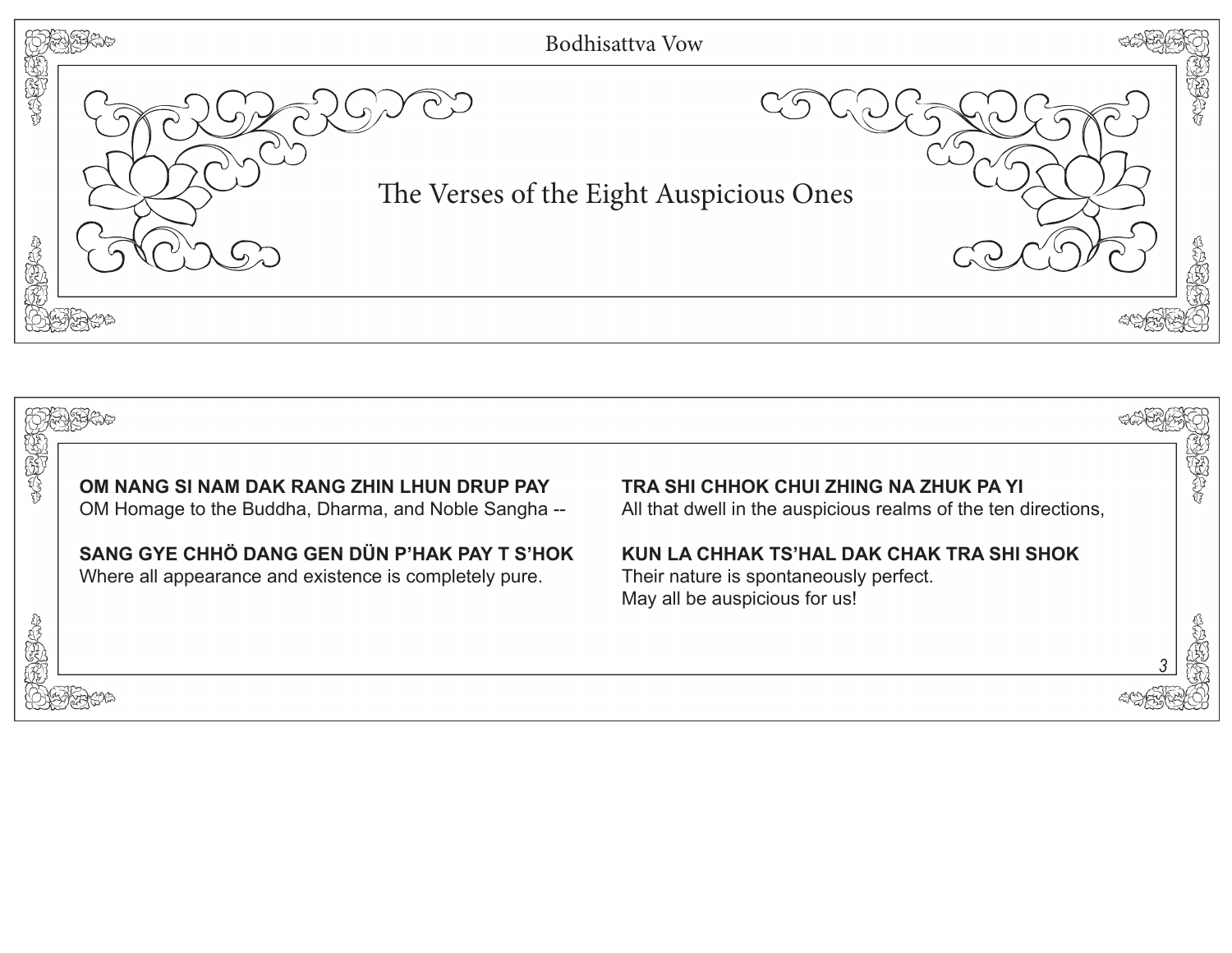# The Verses of the Eight Auspicious Ones

**OM NANG SI NAM DAK RANG ZHIN LHUN DRUP PAY**
OM Homage to the Buddha, Dharma, and Noble Sangha --

**SANG GYE CHHÖ DANG GEN DÜN P'HAK PAY T S'HOK**
Where all appearance and existence is completely pure.

**TRA SHI CHHOK CHUI ZHING NA ZHUK PA YI**
All that dwell in the auspicious realms of the ten directions,

**KUN LA CHHAK TS'HAL DAK CHAK TRA SHI SHOK**
Their nature is spontaneously perfect.
May all be auspicious for us!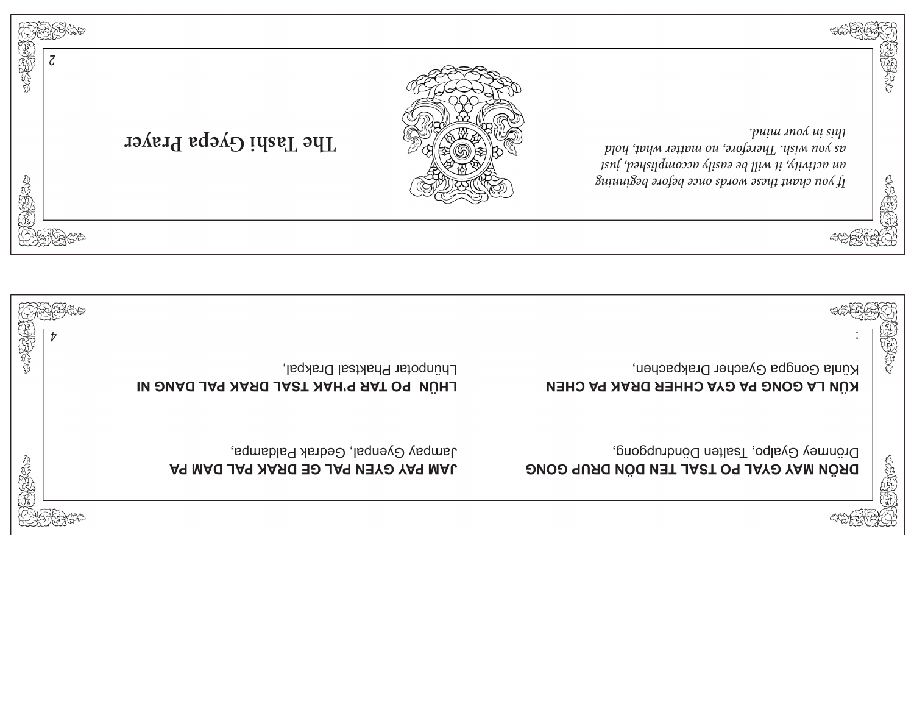# The Tashi Gyepa Prayer

*If you chant these words once before beginning an activity, it will be easily accomplished, just as you wish. Therefore, no matter what, hold this in your mind.*

:

**DRÖN MAY GYAL PO TSAL TEN DÖN DRUP GONG**

Drönmey Gyalpo, Tsalten Döndrupgong,

**KÜN LA GONG PA GYA CHHER DRAK PA CHEN**

Künla Gongpa Gyacher Drakpachen,

**JAM PAY GYEN PAL GE DRAK PAL DAM PA**

Jampay Gyenpal, Gedrak Paldampa,

**LHÜN PO TAR P'HAK TSAL DRAK PAL DANG NI**

Lhünpotar Phaktsal Drakpal,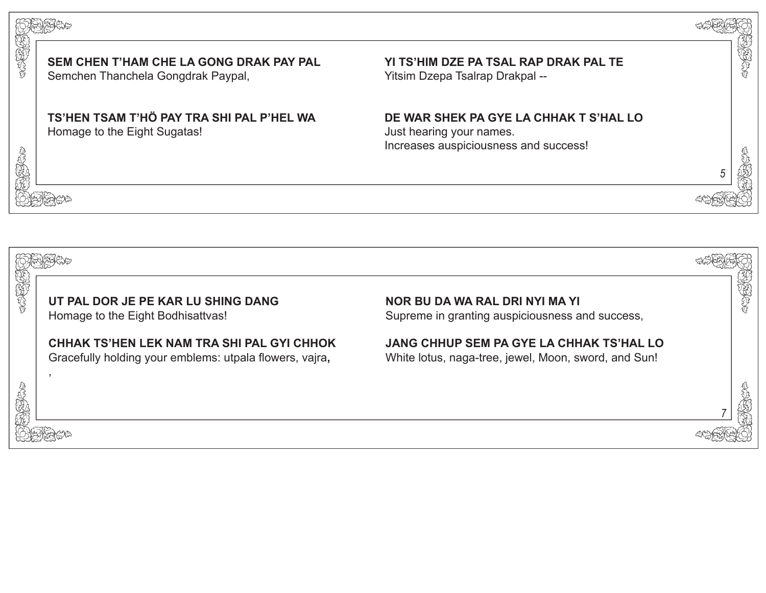**SEM CHEN T'HAM CHE LA GONG DRAK PAY PAL**
Semchen Thanchela Gongdrak Paypal,

**YI TS'HIM DZE PA TSAL RAP DRAK PAL TE**
Yitsim Dzepa Tsalrap Drakpal --

**TS'HEN TSAM T'HÖ PAY TRA SHI PAL P'HEL WA**
Homage to the Eight Sugatas!

**DE WAR SHEK PA GYE LA CHHAK T S'HAL LO**
Just hearing your names.
Increases auspiciousness and success!

**UT PAL DOR JE PE KAR LU SHING DANG**
Homage to the Eight Bodhisattvas!

**NOR BU DA WA RAL DRI NYI MA YI**
Supreme in granting auspiciousness and success,

**CHHAK TS'HEN LEK NAM TRA SHI PAL GYI CHHOK**
Gracefully holding your emblems: utpala flowers, vajra**,**
,

**JANG CHHUP SEM PA GYE LA CHHAK TS'HAL LO**
White lotus, naga-tree, jewel, Moon, sword, and Sun!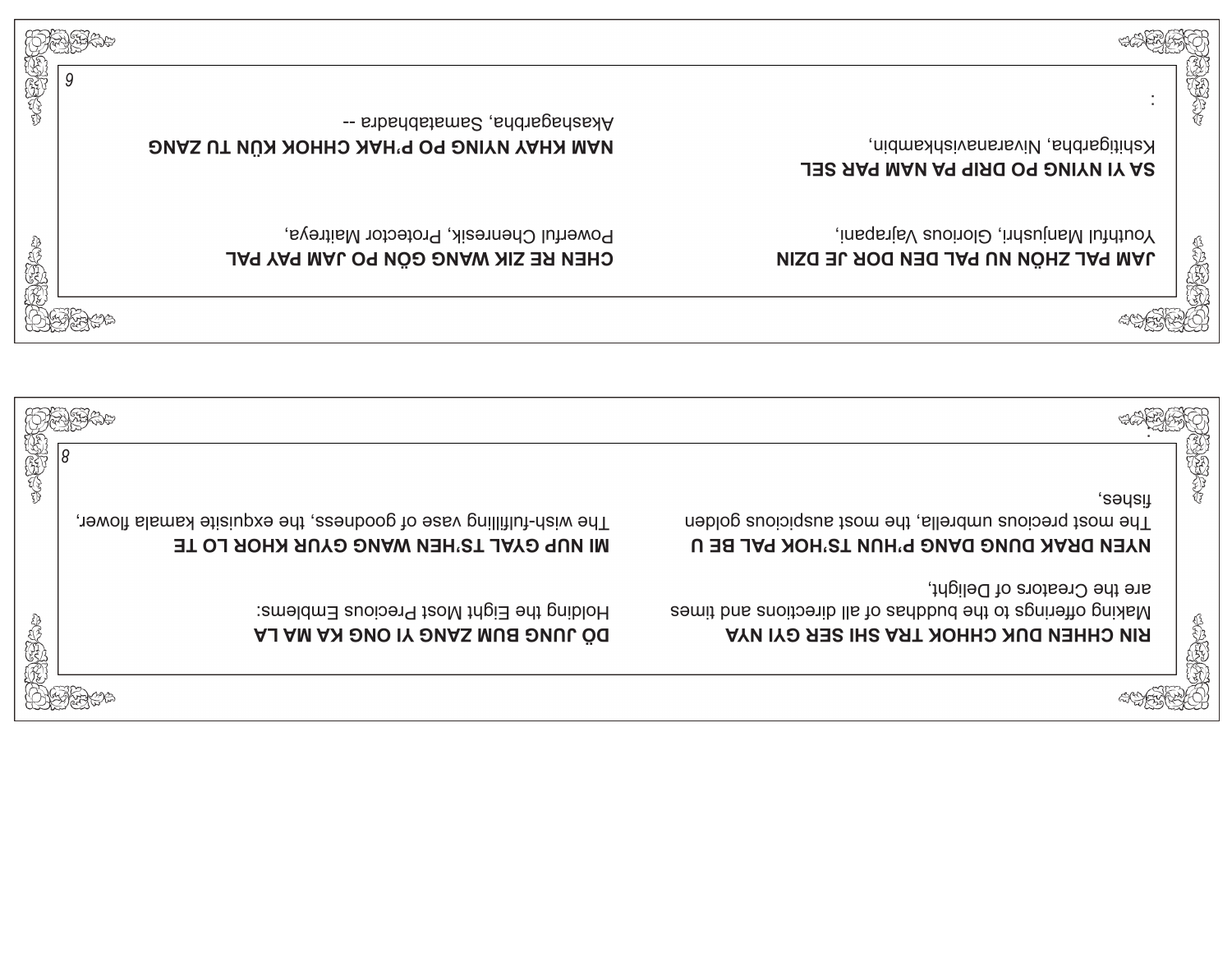**RIN CHHEN DUK CHHOK TRA SHI SER GYI NYA**
Making offerings to the buddhas of all directions and times
are the Creators of Delight,

**NYEN DRAK DUNG DANG P'HUN TS'HOK PAL BE U**
The most precious umbrella, the most auspicious golden
fishes,

**DÖ JUNG BUM ZANG YI ONG KA MA LA**
Holding the Eight Most Precious Emblems:

**MI NUP GYAL TS'HEN WANG GYUR KHOR LO TE**
The wish-fulfilling vase of goodness, the exquisite kamala flower,

---

**JAM PAL ZHÖN NU PAL DEN DOR JE DZIN**
Youthful Manjushri, Glorious Vajrapani,

**SA YI NYING PO DRIP PA NAM PAR SEL**
Kshitigarbha, Nivaranavishkambin,

**CHEN RE ZIK WANG GÖN PO JAM PAY PAL**
Powerful Chenresik, Protector Maitreya,

**NAM KHAY NYING PO P'HAK CHHOK KÜN TU ZANG**
Akashagarbha, Samatabhadra --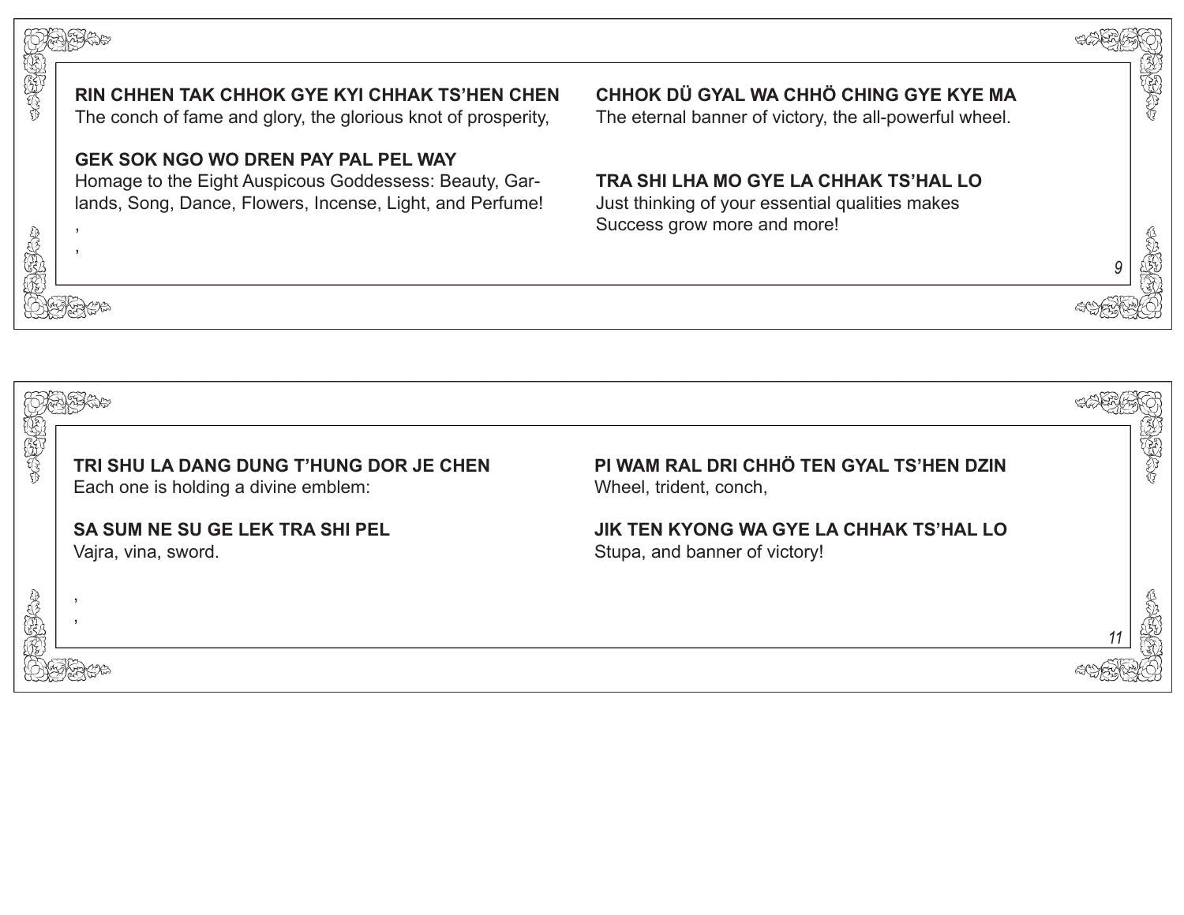**RIN CHHEN TAK CHHOK GYE KYI CHHAK TS'HEN CHEN**
The conch of fame and glory, the glorious knot of prosperity,

**CHHOK DÜ GYAL WA CHHÖ CHING GYE KYE MA**
The eternal banner of victory, the all-powerful wheel.

**GEK SOK NGO WO DREN PAY PAL PEL WAY**
Homage to the Eight Auspicous Goddessess: Beauty, Garlands, Song, Dance, Flowers, Incense, Light, and Perfume!

**TRA SHI LHA MO GYE LA CHHAK TS'HAL LO**
Just thinking of your essential qualities makes
Success grow more and more!

,
,

**TRI SHU LA DANG DUNG T'HUNG DOR JE CHEN**
Each one is holding a divine emblem:

**PI WAM RAL DRI CHHÖ TEN GYAL TS'HEN DZIN**
Wheel, trident, conch,

**SA SUM NE SU GE LEK TRA SHI PEL**
Vajra, vina, sword.

**JIK TEN KYONG WA GYE LA CHHAK TS'HAL LO**
Stupa, and banner of victory!

,
,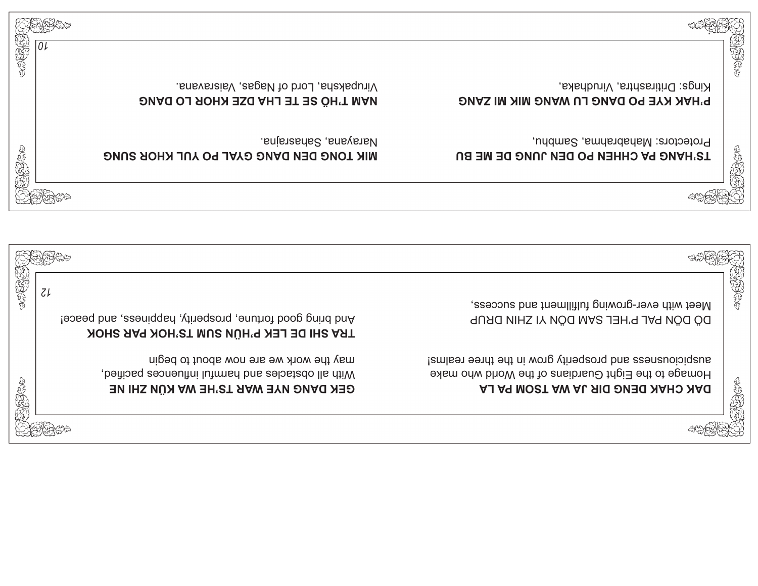**TS'HANG PA CHHEN PO DEN JUNG DE ME BU**

Protectors: Mahabrahma, Sambhu,

**P'HAK KYE PO DANG LU WANG MIK MI ZANG**

Kings: Dritirashtra, Virudhaka,

**MIK TONG DEN DANG GYAL PO YUL KHOR SUNG**

Narayana, Sahasrajna.

**NAM T'HÖ SE TE LHA DZE KHOR LO DANG**

Virupaksha, Lord of Nagas, Vaisravana.

**DAK CHAK DENG DIR JA WA TSOM PA LA**

Homage to the Eight Guardians of the World who make auspiciousness and prosperity grow in the three realms!

**GEK DANG NYE WAR TS'HE WA KÜN ZHI NE**

With all obstacles and harmful influences pacified, may the work we are now about to begin

DÖ DÖN PAL P'HEL SAM DÖN YI ZHIN DRUP

Meet with ever-growing fulfillment and success,

**TRA SHI DE LEK P'HÜN SUM TS'HOK PAR SHOK**

And bring good fortune, prosperity, happiness, and peace!